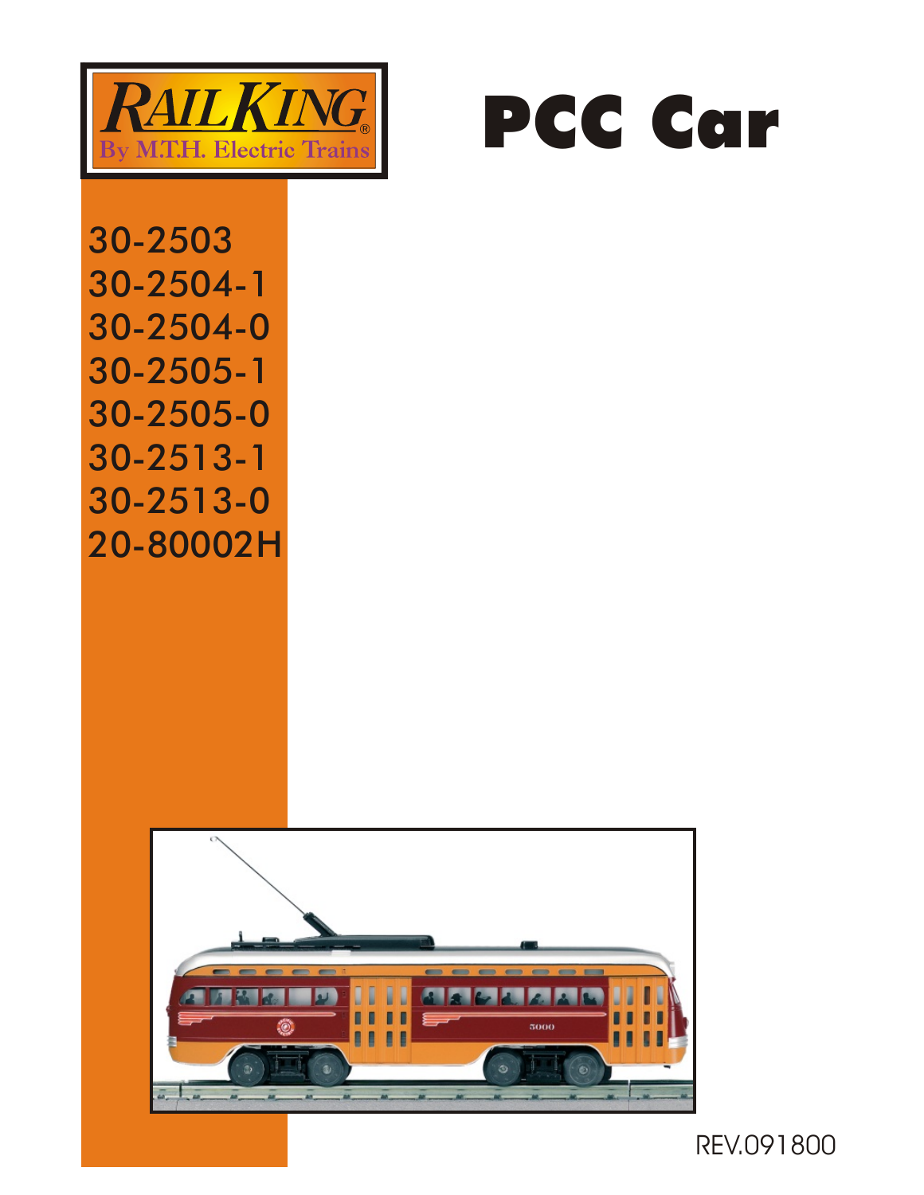RailKing®
By M.T.H. Electric Trains

# PCC Car

30-2503
30-2504-1
30-2504-0
30-2505-1
30-2505-0
30-2513-1
30-2513-0
20-80002H

REV.091800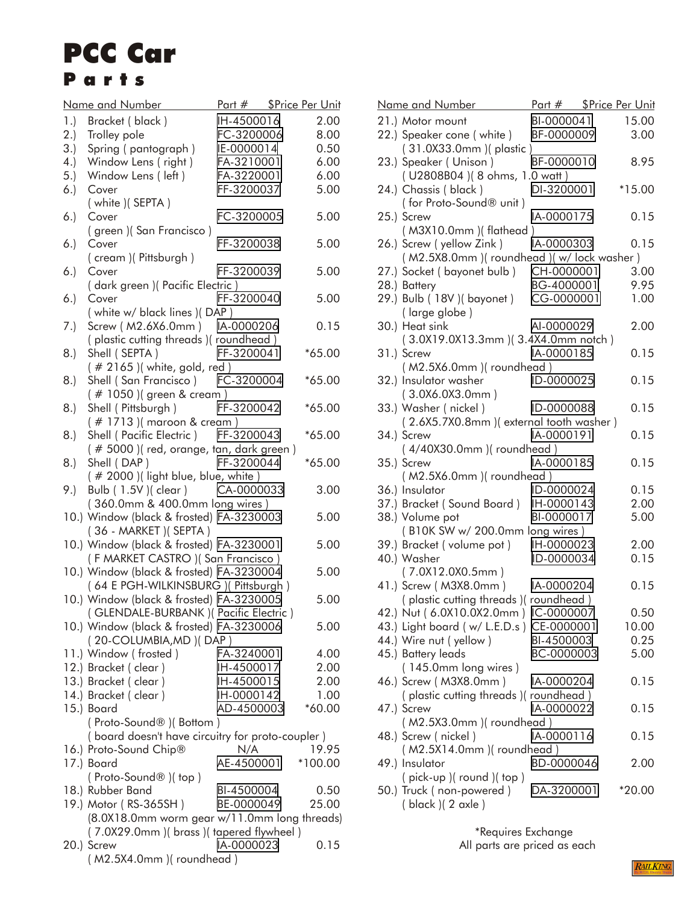# PCC Car

## Parts

| Name and Number | Part # | $Price Per Unit |
|---|---|---|
| 1.) Bracket ( black ) | IH-4500016 | 2.00 |
| 2.) Trolley pole | FC-3200006 | 8.00 |
| 3.) Spring ( pantograph ) | IE-0000014 | 0.50 |
| 4.) Window Lens ( right ) | FA-3210001 | 6.00 |
| 5.) Window Lens ( left ) | FA-3220001 | 6.00 |
| 6.) Cover ( white )( SEPTA ) | FF-3200037 | 5.00 |
| 6.) Cover ( green )( San Francisco ) | FC-3200005 | 5.00 |
| 6.) Cover ( cream )( Pittsburgh ) | FF-3200038 | 5.00 |
| 6.) Cover ( dark green )( Pacific Electric ) | FF-3200039 | 5.00 |
| 6.) Cover ( white w/ black lines )( DAP ) | FF-3200040 | 5.00 |
| 7.) Screw ( M2.6X6.0mm ) ( plastic cutting threads )( roundhead ) | IA-0000206 | 0.15 |
| 8.) Shell ( SEPTA ) ( # 2165 )( white, gold, red ) | FF-3200041 | *65.00 |
| 8.) Shell ( San Francisco ) ( # 1050 )( green & cream ) | FC-3200004 | *65.00 |
| 8.) Shell ( Pittsburgh ) ( # 1713 )( maroon & cream ) | FF-3200042 | *65.00 |
| 8.) Shell ( Pacific Electric ) ( # 5000 )( red, orange, tan, dark green ) | FF-3200043 | *65.00 |
| 8.) Shell ( DAP ) ( # 2000 )( light blue, blue, white ) | FF-3200044 | *65.00 |
| 9.) Bulb ( 1.5V )( clear ) ( 360.0mm & 400.0mm long wires ) | CA-0000033 | 3.00 |
| 10.) Window (black & frosted) ( 36 - MARKET )( SEPTA ) | FA-3230003 | 5.00 |
| 10.) Window (black & frosted) ( F MARKET CASTRO )( San Francisco ) | FA-3230001 | 5.00 |
| 10.) Window (black & frosted) ( 64 E PGH-WILKINSBURG )( Pittsburgh ) | FA-3230004 | 5.00 |
| 10.) Window (black & frosted) ( GLENDALE-BURBANK )( Pacific Electric ) | FA-3230005 | 5.00 |
| 10.) Window (black & frosted) ( 20-COLUMBIA,MD )( DAP ) | FA-3230006 | 5.00 |
| 11.) Window ( frosted ) | FA-3240001 | 4.00 |
| 12.) Bracket ( clear ) | IH-4500017 | 2.00 |
| 13.) Bracket ( clear ) | IH-4500015 | 2.00 |
| 14.) Bracket ( clear ) | IH-0000142 | 1.00 |
| 15.) Board ( Proto-Sound® )( Bottom ) ( board doesn't have circuitry for proto-coupler ) | AD-4500003 | *60.00 |
| 16.) Proto-Sound Chip® | N/A | 19.95 |
| 17.) Board ( Proto-Sound® )( top ) | AE-4500001 | *100.00 |
| 18.) Rubber Band | BI-4500004 | 0.50 |
| 19.) Motor ( RS-365SH ) (8.0X18.0mm worm gear w/11.0mm long threads) ( 7.0X29.0mm )( brass )( tapered flywheel ) | BE-0000049 | 25.00 |
| 20.) Screw ( M2.5X4.0mm )( roundhead ) | IA-0000023 | 0.15 |
| 21.) Motor mount | BI-0000041 | 15.00 |
| 22.) Speaker cone ( white ) ( 31.0X33.0mm )( plastic ) | BF-0000009 | 3.00 |
| 23.) Speaker ( Unison ) ( U2808B04 )( 8 ohms, 1.0 watt ) | BF-0000010 | 8.95 |
| 24.) Chassis ( black ) ( for Proto-Sound® unit ) | DI-3200001 | *15.00 |
| 25.) Screw ( M3X10.0mm )( flathead ) | IA-0000175 | 0.15 |
| 26.) Screw ( yellow Zink ) ( M2.5X8.0mm )( roundhead )( w/ lock washer ) | IA-0000303 | 0.15 |
| 27.) Socket ( bayonet bulb ) | CH-0000001 | 3.00 |
| 28.) Battery | BG-4000001 | 9.95 |
| 29.) Bulb ( 18V )( bayonet ) ( large globe ) | CG-0000001 | 1.00 |
| 30.) Heat sink ( 3.0X19.0X13.3mm )( 3.4X4.0mm notch ) | AI-0000029 | 2.00 |
| 31.) Screw ( M2.5X6.0mm )( roundhead ) | IA-0000185 | 0.15 |
| 32.) Insulator washer ( 3.0X6.0X3.0mm ) | ID-0000025 | 0.15 |
| 33.) Washer ( nickel ) ( 2.6X5.7X0.8mm )( external tooth washer ) | ID-0000088 | 0.15 |
| 34.) Screw ( 4/40X30.0mm )( roundhead ) | IA-0000191 | 0.15 |
| 35.) Screw ( M2.5X6.0mm )( roundhead ) | IA-0000185 | 0.15 |
| 36.) Insulator | ID-0000024 | 0.15 |
| 37.) Bracket ( Sound Board ) | IH-0000143 | 2.00 |
| 38.) Volume pot ( B10K SW w/ 200.0mm long wires ) | BI-0000017 | 5.00 |
| 39.) Bracket ( volume pot ) | IH-0000023 | 2.00 |
| 40.) Washer ( 7.0X12.0X0.5mm ) | ID-0000034 | 0.15 |
| 41.) Screw ( M3X8.0mm ) ( plastic cutting threads )( roundhead ) | IA-0000204 | 0.15 |
| 42.) Nut ( 6.0X10.0X2.0mm ) | IC-0000007 | 0.50 |
| 43.) Light board ( w/ L.E.D.s ) | CE-0000001 | 10.00 |
| 44.) Wire nut ( yellow ) | BI-4500003 | 0.25 |
| 45.) Battery leads ( 145.0mm long wires ) | BC-0000003 | 5.00 |
| 46.) Screw ( M3X8.0mm ) ( plastic cutting threads )( roundhead ) | IA-0000204 | 0.15 |
| 47.) Screw ( M2.5X3.0mm )( roundhead ) | IA-0000022 | 0.15 |
| 48.) Screw ( nickel ) ( M2.5X14.0mm )( roundhead ) | IA-0000116 | 0.15 |
| 49.) Insulator ( pick-up )( round )( top ) | BD-0000046 | 2.00 |
| 50.) Truck ( non-powered ) ( black )( 2 axle ) | DA-3200001 | *20.00 |

*Requires Exchange
All parts are priced as each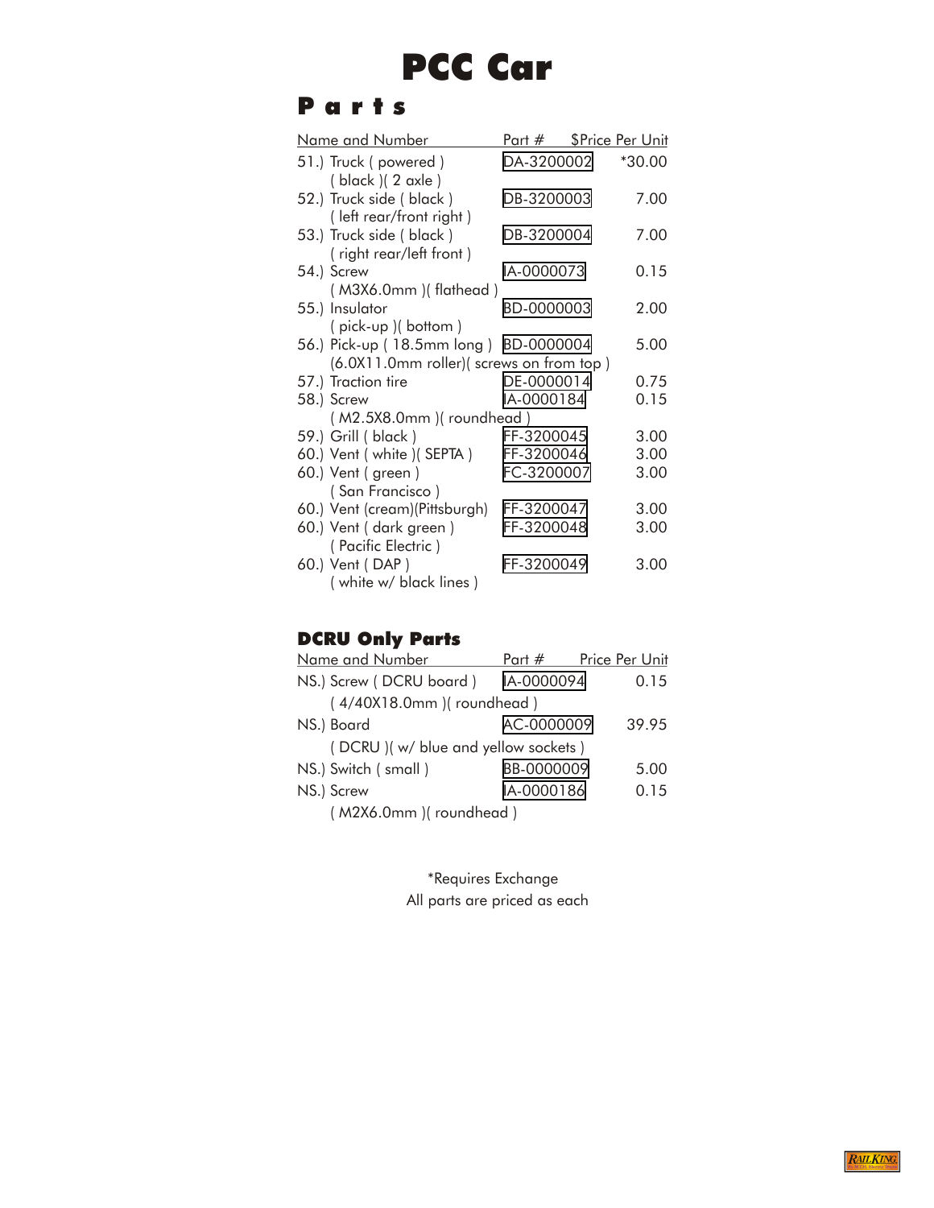# PCC Car

## Parts

| Name and Number | Part # | $Price Per Unit |
|---|---|---|
| 51.) Truck ( powered ) ( black )( 2 axle ) | DA-3200002 | *30.00 |
| 52.) Truck side ( black ) ( left rear/front right ) | DB-3200003 | 7.00 |
| 53.) Truck side ( black ) ( right rear/left front ) | DB-3200004 | 7.00 |
| 54.) Screw ( M3X6.0mm )( flathead ) | IA-0000073 | 0.15 |
| 55.) Insulator ( pick-up )( bottom ) | BD-0000003 | 2.00 |
| 56.) Pick-up ( 18.5mm long ) (6.0X11.0mm roller)( screws on from top ) | BD-0000004 | 5.00 |
| 57.) Traction tire | DE-0000014 | 0.75 |
| 58.) Screw ( M2.5X8.0mm )( roundhead ) | IA-0000184 | 0.15 |
| 59.) Grill ( black ) | FF-3200045 | 3.00 |
| 60.) Vent ( white )( SEPTA ) | FF-3200046 | 3.00 |
| 60.) Vent ( green ) ( San Francisco ) | FC-3200007 | 3.00 |
| 60.) Vent (cream)(Pittsburgh) | FF-3200047 | 3.00 |
| 60.) Vent ( dark green ) ( Pacific Electric ) | FF-3200048 | 3.00 |
| 60.) Vent ( DAP ) ( white w/ black lines ) | FF-3200049 | 3.00 |

### DCRU Only Parts

| Name and Number | Part # | Price Per Unit |
|---|---|---|
| NS.) Screw ( DCRU board ) ( 4/40X18.0mm )( roundhead ) | IA-0000094 | 0.15 |
| NS.) Board ( DCRU )( w/ blue and yellow sockets ) | AC-0000009 | 39.95 |
| NS.) Switch ( small ) | BB-0000009 | 5.00 |
| NS.) Screw ( M2X6.0mm )( roundhead ) | IA-0000186 | 0.15 |

*Requires Exchange

All parts are priced as each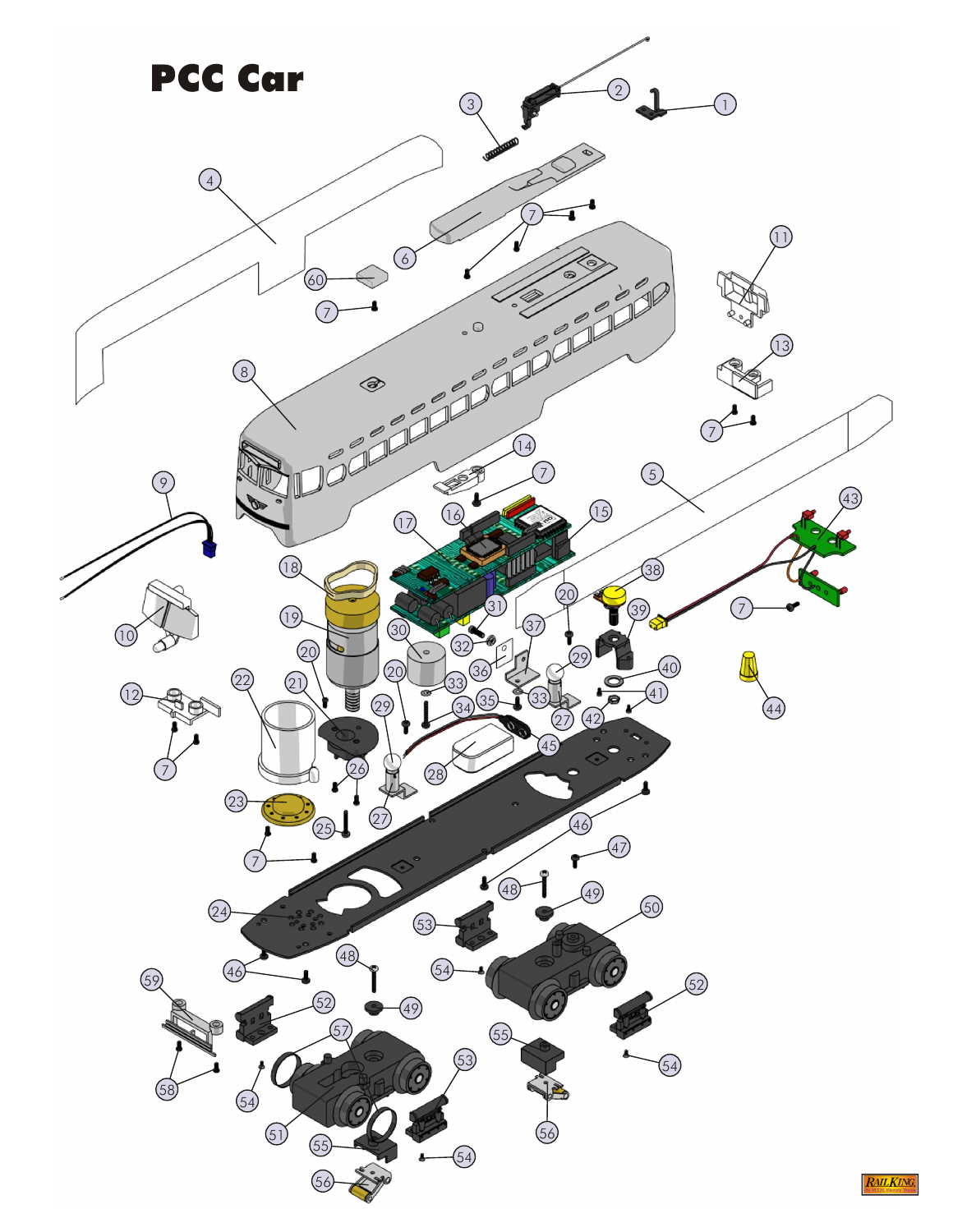# PCC Car